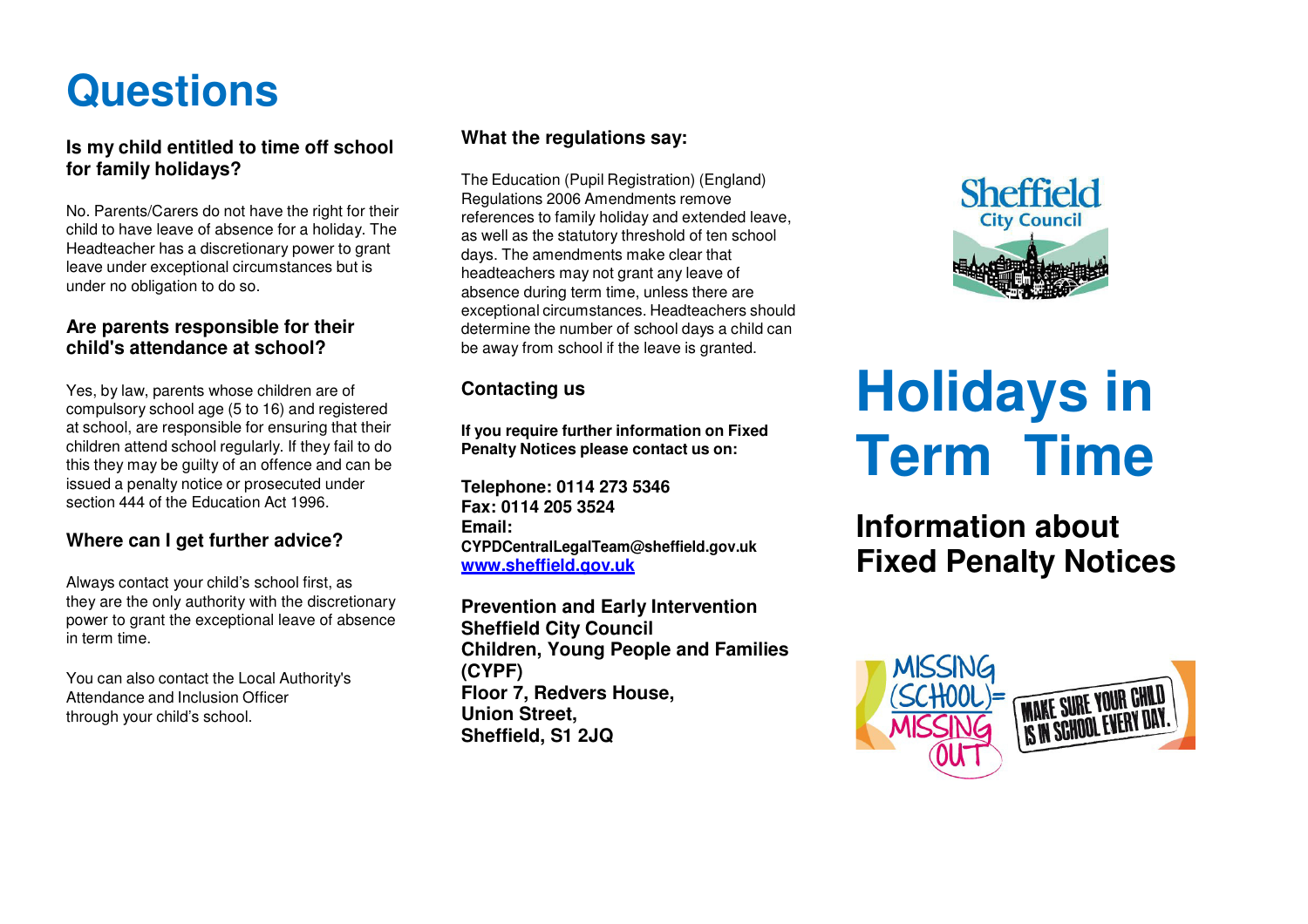# Questions

### Is my child entitled to time off school for family holidays?

No. Parents/Carers do not have the right for their child to have leave of absence for a holiday. The Headteacher has a discretionary power to grant leave under exceptional circumstances but is under no obligation to do so.

### Are parents responsible for their child's attendance at school?

Yes, by law, parents whose children are of compulsory school age (5 to 16) and registered at school, are responsible for ensuring that their children attend school regularly. If they fail to do this they may be guilty of an offence and can be issued a penalty notice or prosecuted under section 444 of the Education Act 1996.

### Where can I get further advice?

Always contact your child's school first, as they are the only authority with the discretionary power to grant the exceptional leave of absence in term time.

You can also contact the Local Authority's Attendance and Inclusion Officer through your child's school.

### What the regulations say:

The Education (Pupil Registration) (England) Regulations 2006 Amendments remove references to family holiday and extended leave, as well as the statutory threshold of ten school days. The amendments make clear that headteachers may not grant any leave of absence during term time, unless there are exceptional circumstances. Headteachers should determine the number of school days a child can be away from school if the leave is granted.

### Contacting us

**If you require further information on Fixed Penalty Notices please contact us on:**

**Telephone: 0114 273 5346**
**Fax: 0114 205 3524**
**Email:**
**CYPDCentralLegalTeam@sheffield.gov.uk**
**www.sheffield.gov.uk**

**Prevention and Early Intervention**
**Sheffield City Council**
**Children, Young People and Families (CYPF)**
**Floor 7, Redvers House,**
**Union Street,**
**Sheffield, S1 2JQ**

Sheffield City Council

# Holidays in Term Time

## Information about Fixed Penalty Notices

MISSING (SCHOOL) = MISSING OUT

MAKE SURE YOUR CHILD IS IN SCHOOL EVERY DAY.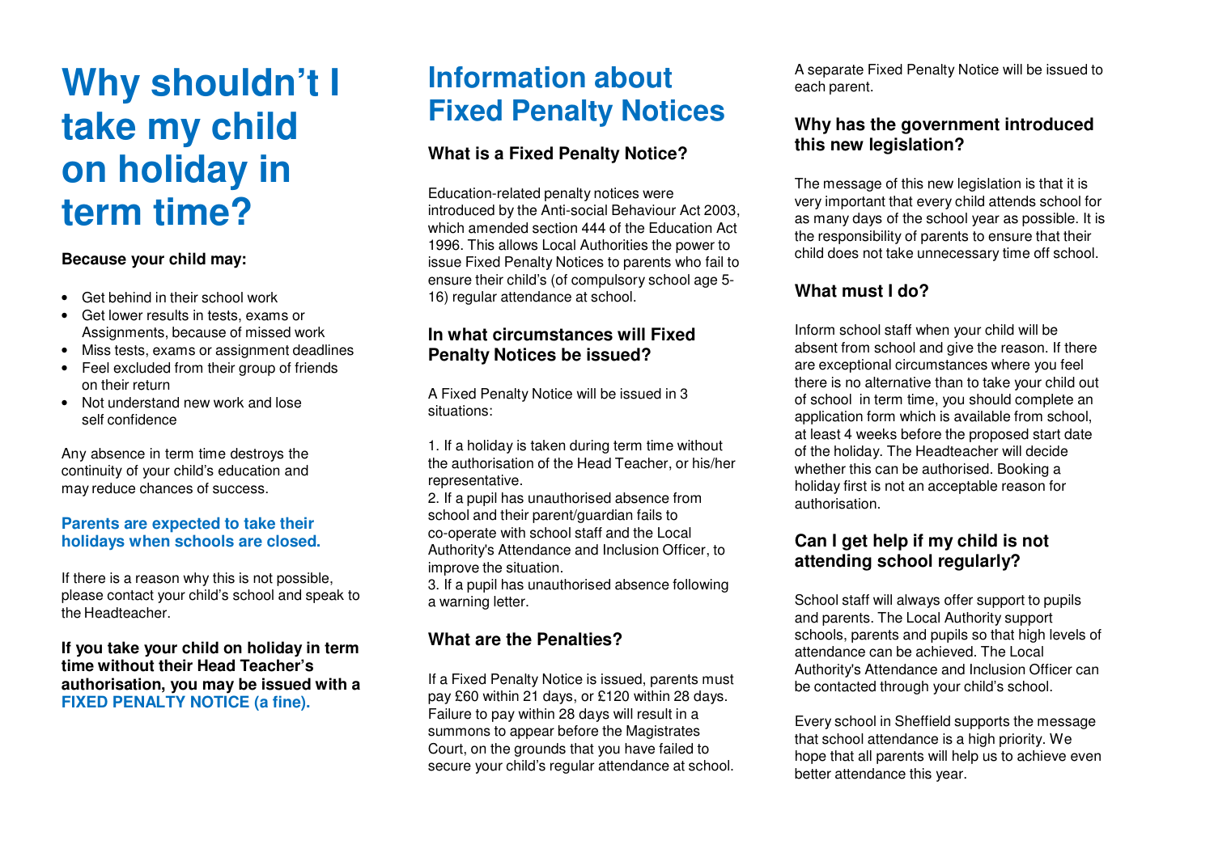# Why shouldn't I take my child on holiday in term time?

**Because your child may:**

- Get behind in their school work
- Get lower results in tests, exams or Assignments, because of missed work
- Miss tests, exams or assignment deadlines
- Feel excluded from their group of friends on their return
- Not understand new work and lose self confidence

Any absence in term time destroys the continuity of your child's education and may reduce chances of success.

**Parents are expected to take their holidays when schools are closed.**

If there is a reason why this is not possible, please contact your child's school and speak to the Headteacher.

**If you take your child on holiday in term time without their Head Teacher's authorisation, you may be issued with a FIXED PENALTY NOTICE (a fine).**

# Information about Fixed Penalty Notices

### What is a Fixed Penalty Notice?

Education-related penalty notices were introduced by the Anti-social Behaviour Act 2003, which amended section 444 of the Education Act 1996. This allows Local Authorities the power to issue Fixed Penalty Notices to parents who fail to ensure their child's (of compulsory school age 5-16) regular attendance at school.

### In what circumstances will Fixed Penalty Notices be issued?

A Fixed Penalty Notice will be issued in 3 situations:

1. If a holiday is taken during term time without the authorisation of the Head Teacher, or his/her representative.
2. If a pupil has unauthorised absence from school and their parent/guardian fails to co-operate with school staff and the Local Authority's Attendance and Inclusion Officer, to improve the situation.
3. If a pupil has unauthorised absence following a warning letter.

### What are the Penalties?

If a Fixed Penalty Notice is issued, parents must pay £60 within 21 days, or £120 within 28 days. Failure to pay within 28 days will result in a summons to appear before the Magistrates Court, on the grounds that you have failed to secure your child's regular attendance at school.

A separate Fixed Penalty Notice will be issued to each parent.

### Why has the government introduced this new legislation?

The message of this new legislation is that it is very important that every child attends school for as many days of the school year as possible. It is the responsibility of parents to ensure that their child does not take unnecessary time off school.

### What must I do?

Inform school staff when your child will be absent from school and give the reason. If there are exceptional circumstances where you feel there is no alternative than to take your child out of school in term time, you should complete an application form which is available from school, at least 4 weeks before the proposed start date of the holiday. The Headteacher will decide whether this can be authorised. Booking a holiday first is not an acceptable reason for authorisation.

### Can I get help if my child is not attending school regularly?

School staff will always offer support to pupils and parents. The Local Authority support schools, parents and pupils so that high levels of attendance can be achieved. The Local Authority's Attendance and Inclusion Officer can be contacted through your child's school.

Every school in Sheffield supports the message that school attendance is a high priority. We hope that all parents will help us to achieve even better attendance this year.